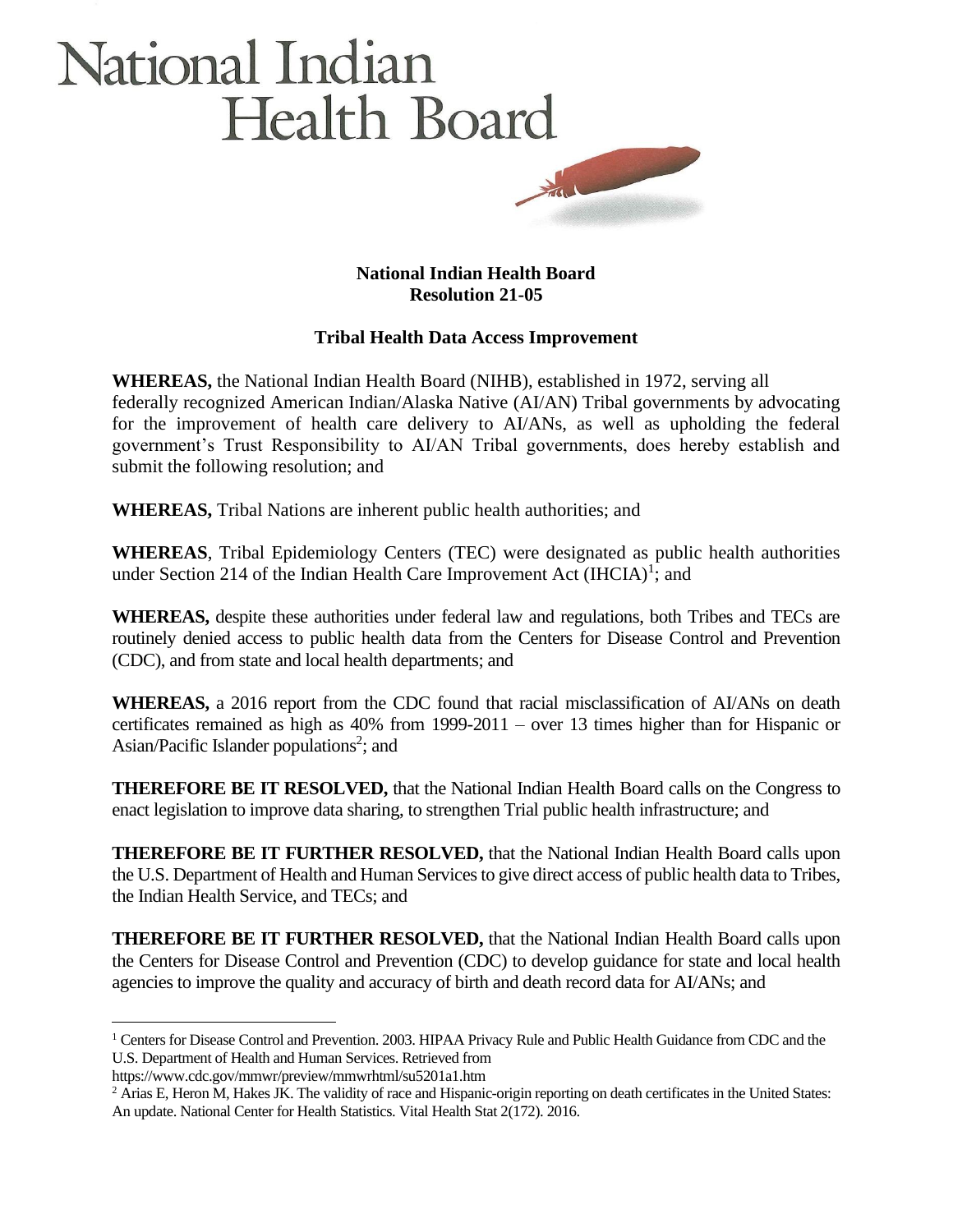# National Indian Health Board

**National Indian Health Board**
**Resolution 21-05**

**Tribal Health Data Access Improvement**

**WHEREAS,** the National Indian Health Board (NIHB), established in 1972, serving all federally recognized American Indian/Alaska Native (AI/AN) Tribal governments by advocating for the improvement of health care delivery to AI/ANs, as well as upholding the federal government's Trust Responsibility to AI/AN Tribal governments, does hereby establish and submit the following resolution; and

**WHEREAS,** Tribal Nations are inherent public health authorities; and

**WHEREAS**, Tribal Epidemiology Centers (TEC) were designated as public health authorities under Section 214 of the Indian Health Care Improvement Act (IHCIA)[1]; and

**WHEREAS,** despite these authorities under federal law and regulations, both Tribes and TECs are routinely denied access to public health data from the Centers for Disease Control and Prevention (CDC), and from state and local health departments; and

**WHEREAS,** a 2016 report from the CDC found that racial misclassification of AI/ANs on death certificates remained as high as 40% from 1999-2011 – over 13 times higher than for Hispanic or Asian/Pacific Islander populations[2]; and

**THEREFORE BE IT RESOLVED,** that the National Indian Health Board calls on the Congress to enact legislation to improve data sharing, to strengthen Trial public health infrastructure; and

**THEREFORE BE IT FURTHER RESOLVED,** that the National Indian Health Board calls upon the U.S. Department of Health and Human Services to give direct access of public health data to Tribes, the Indian Health Service, and TECs; and

**THEREFORE BE IT FURTHER RESOLVED,** that the National Indian Health Board calls upon the Centers for Disease Control and Prevention (CDC) to develop guidance for state and local health agencies to improve the quality and accuracy of birth and death record data for AI/ANs; and

---

[1] Centers for Disease Control and Prevention. 2003. HIPAA Privacy Rule and Public Health Guidance from CDC and the U.S. Department of Health and Human Services. Retrieved from https://www.cdc.gov/mmwr/preview/mmwrhtml/su5201a1.htm

[2] Arias E, Heron M, Hakes JK. The validity of race and Hispanic-origin reporting on death certificates in the United States: An update. National Center for Health Statistics. Vital Health Stat 2(172). 2016.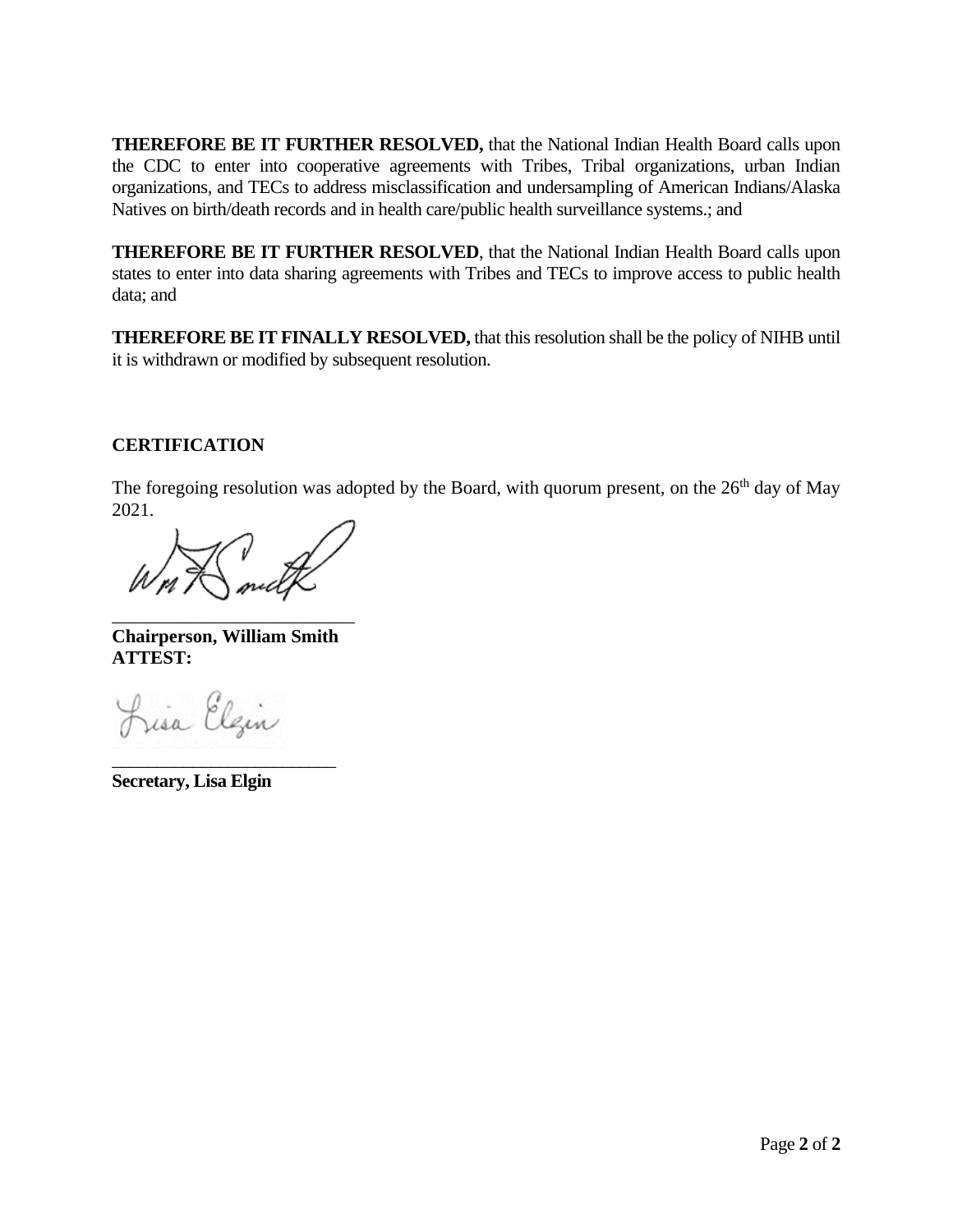**THEREFORE BE IT FURTHER RESOLVED,** that the National Indian Health Board calls upon the CDC to enter into cooperative agreements with Tribes, Tribal organizations, urban Indian organizations, and TECs to address misclassification and undersampling of American Indians/Alaska Natives on birth/death records and in health care/public health surveillance systems.; and

**THEREFORE BE IT FURTHER RESOLVED**, that the National Indian Health Board calls upon states to enter into data sharing agreements with Tribes and TECs to improve access to public health data; and

**THEREFORE BE IT FINALLY RESOLVED,** that this resolution shall be the policy of NIHB until it is withdrawn or modified by subsequent resolution.

**CERTIFICATION**

The foregoing resolution was adopted by the Board, with quorum present, on the 26th day of May 2021.

\_\_\_\_\_\_\_\_\_\_\_\_\_\_\_\_\_\_\_\_\_\_\_\_\_\_\_

**Chairperson, William Smith**
**ATTEST:**

\_\_\_\_\_\_\_\_\_\_\_\_\_\_\_\_\_\_\_\_\_\_\_\_\_

**Secretary, Lisa Elgin**